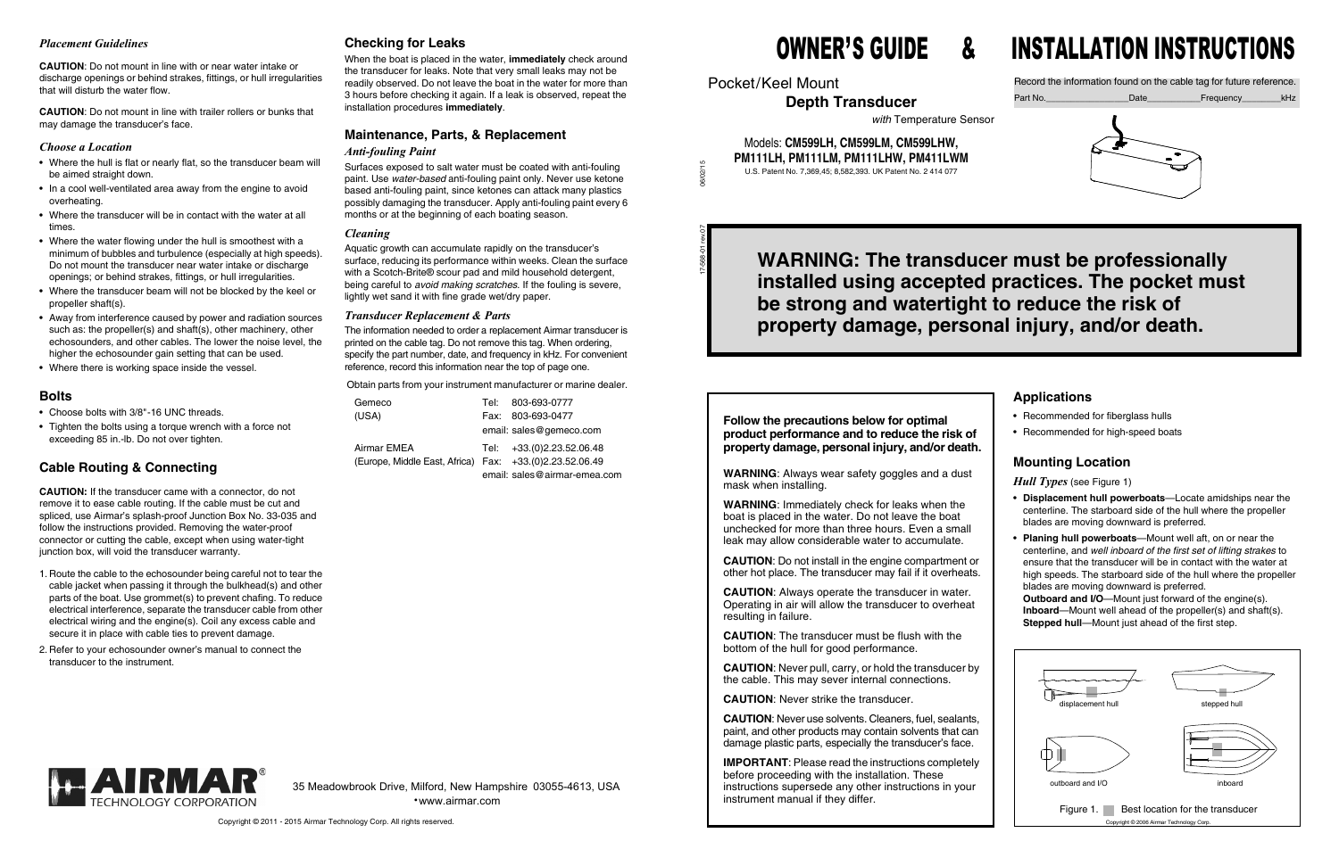# OWNER'S GUIDE & INSTALLATION INSTRUCTIONS

Pocket/Keel Mount

**Depth Transducer**

*with* Temperature Sensor

Models: **CM599LH, CM599LM, CM599LHW, PM111LH, PM111LM, PM111LHW, PM411LWM**

U.S. Patent No. 7,369,45; 8,582,393. UK Patent No. 2 414 077

Record the information found on the cable tag for future reference.

Part No.__________________Date___________Frequency________kHz

**WARNING: The transducer must be professionally installed using accepted practices. The pocket must be strong and watertight to reduce the risk of property damage, personal injury, and/or death.**

**Follow the precautions below for optimal product performance and to reduce the risk of property damage, personal injury, and/or death.**

**WARNING**: Always wear safety goggles and a dust mask when installing.

**WARNING**: Immediately check for leaks when the boat is placed in the water. Do not leave the boat unchecked for more than three hours. Even a small leak may allow considerable water to accumulate.

**CAUTION**: Do not install in the engine compartment or other hot place. The transducer may fail if it overheats.

**CAUTION**: Always operate the transducer in water. Operating in air will allow the transducer to overheat resulting in failure.

**CAUTION**: The transducer must be flush with the bottom of the hull for good performance.

**CAUTION**: Never pull, carry, or hold the transducer by the cable. This may sever internal connections.

**CAUTION**: Never strike the transducer.

**CAUTION**: Never use solvents. Cleaners, fuel, sealants, paint, and other products may contain solvents that can damage plastic parts, especially the transducer's face.

**IMPORTANT**: Please read the instructions completely before proceeding with the installation. These instructions supersede any other instructions in your instrument manual if they differ.

## Applications

- Recommended for fiberglass hulls
- Recommended for high-speed boats

## Mounting Location

*Hull Types* (see Figure 1)

- **Displacement hull powerboats**—Locate amidships near the centerline. The starboard side of the hull where the propeller blades are moving downward is preferred.
- **Planing hull powerboats**—Mount well aft, on or near the centerline, and *well inboard of the first set of lifting strakes* to ensure that the transducer will be in contact with the water at high speeds. The starboard side of the hull where the propeller blades are moving downward is preferred.
  **Outboard and I/O**—Mount just forward of the engine(s).
  **Inboard**—Mount well ahead of the propeller(s) and shaft(s).
  **Stepped hull**—Mount just ahead of the first step.

displacement hull | stepped hull | outboard and I/O | inboard

Figure 1. Best location for the transducer

Copyright © 2006 Airmar Technology Corp.

*Placement Guidelines*

**CAUTION**: Do not mount in line with or near water intake or discharge openings or behind strakes, fittings, or hull irregularities that will disturb the water flow.

**CAUTION**: Do not mount in line with trailer rollers or bunks that may damage the transducer's face.

*Choose a Location*

- Where the hull is flat or nearly flat, so the transducer beam will be aimed straight down.
- In a cool well-ventilated area away from the engine to avoid overheating.
- Where the transducer will be in contact with the water at all times.
- Where the water flowing under the hull is smoothest with a minimum of bubbles and turbulence (especially at high speeds). Do not mount the transducer near water intake or discharge openings; or behind strakes, fittings, or hull irregularities.
- Where the transducer beam will not be blocked by the keel or propeller shaft(s).
- Away from interference caused by power and radiation sources such as: the propeller(s) and shaft(s), other machinery, other echosounders, and other cables. The lower the noise level, the higher the echosounder gain setting that can be used.
- Where there is working space inside the vessel.

## Bolts

- Choose bolts with 3/8"-16 UNC threads.
- Tighten the bolts using a torque wrench with a force not exceeding 85 in.-lb. Do not over tighten.

## Cable Routing & Connecting

**CAUTION:** If the transducer came with a connector, do not remove it to ease cable routing. If the cable must be cut and spliced, use Airmar's splash-proof Junction Box No. 33-035 and follow the instructions provided. Removing the water-proof connector or cutting the cable, except when using water-tight junction box, will void the transducer warranty.

1. Route the cable to the echosounder being careful not to tear the cable jacket when passing it through the bulkhead(s) and other parts of the boat. Use grommet(s) to prevent chafing. To reduce electrical interference, separate the transducer cable from other electrical wiring and the engine(s). Coil any excess cable and secure it in place with cable ties to prevent damage.
2. Refer to your echosounder owner's manual to connect the transducer to the instrument.

## Checking for Leaks

When the boat is placed in the water, **immediately** check around the transducer for leaks. Note that very small leaks may not be readily observed. Do not leave the boat in the water for more than 3 hours before checking it again. If a leak is observed, repeat the installation procedures **immediately**.

## Maintenance, Parts, & Replacement

*Anti-fouling Paint*

Surfaces exposed to salt water must be coated with anti-fouling paint. Use *water-based* anti-fouling paint only. Never use ketone based anti-fouling paint, since ketones can attack many plastics possibly damaging the transducer. Apply anti-fouling paint every 6 months or at the beginning of each boating season.

*Cleaning*

Aquatic growth can accumulate rapidly on the transducer's surface, reducing its performance within weeks. Clean the surface with a Scotch-Brite® scour pad and mild household detergent, being careful to *avoid making scratches*. If the fouling is severe, lightly wet sand it with fine grade wet/dry paper.

*Transducer Replacement & Parts*

The information needed to order a replacement Airmar transducer is printed on the cable tag. Do not remove this tag. When ordering, specify the part number, date, and frequency in kHz. For convenient reference, record this information near the top of page one.

Obtain parts from your instrument manufacturer or marine dealer.

| | |
|---|---|
| Gemeco (USA) | Tel: 803-693-0777<br>Fax: 803-693-0477<br>email: sales@gemeco.com |
| Airmar EMEA (Europe, Middle East, Africa) | Tel: +33.(0)2.23.52.06.48<br>Fax: +33.(0)2.23.52.06.49<br>email: sales@airmar-emea.com |

AIRMAR® TECHNOLOGY CORPORATION

35 Meadowbrook Drive, Milford, New Hampshire 03055-4613, USA
• www.airmar.com

Copyright © 2011 - 2015 Airmar Technology Corp. All rights reserved.

17-568-01 rev.07 06/02/15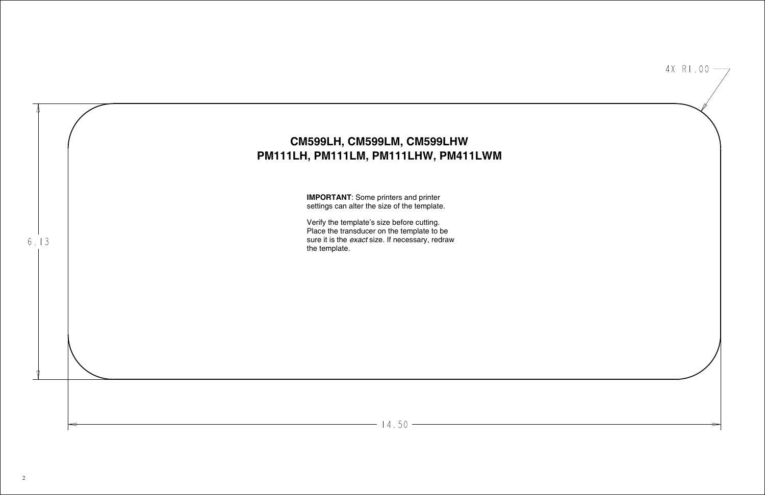4X R1.00

## CM599LH, CM599LM, CM599LHW
## PM111LH, PM111LM, PM111LHW, PM411LWM

**IMPORTANT**: Some printers and printer settings can alter the size of the template.

Verify the template's size before cutting. Place the transducer on the template to be sure it is the *exact* size. If necessary, redraw the template.

6.13

14.50